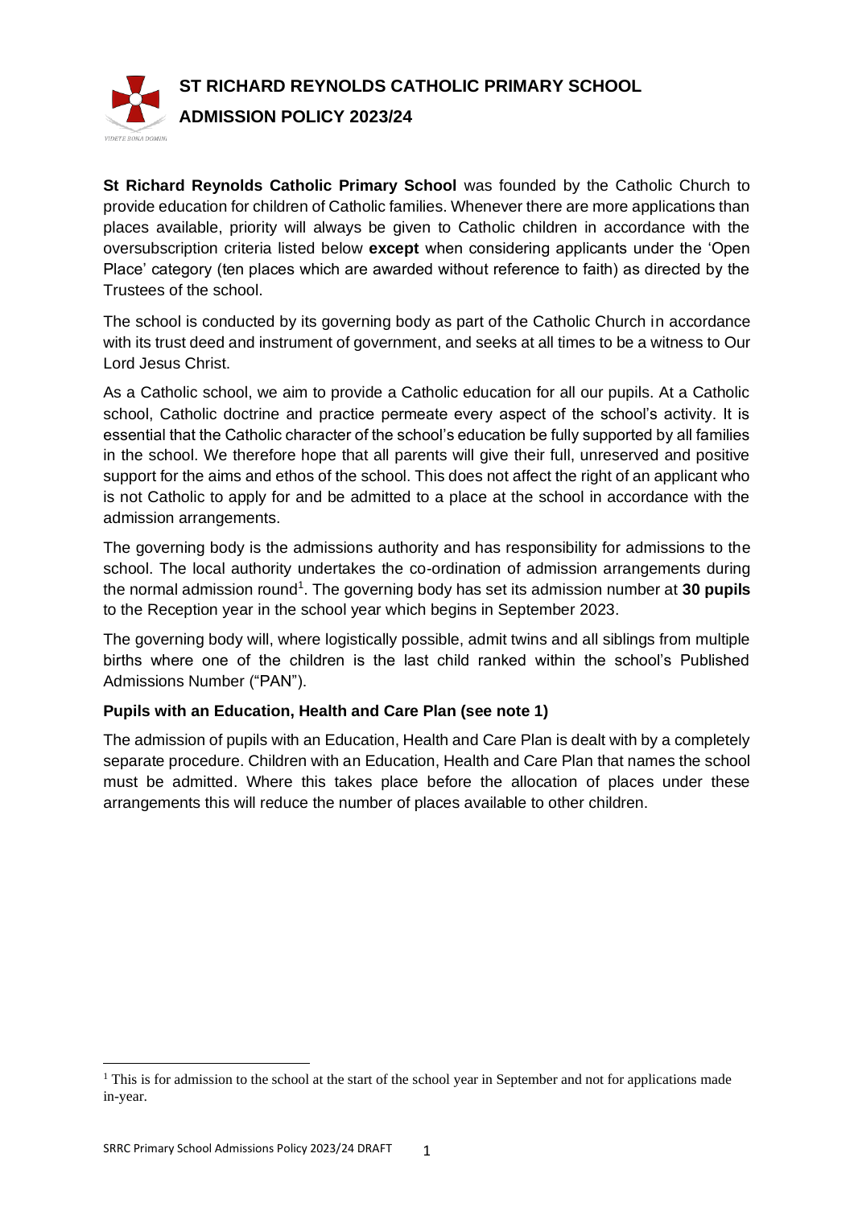# ST RICHARD REYNOLDS CATHOLIC PRIMARY SCHOOL

## ADMISSION POLICY 2023/24

**St Richard Reynolds Catholic Primary School** was founded by the Catholic Church to provide education for children of Catholic families. Whenever there are more applications than places available, priority will always be given to Catholic children in accordance with the oversubscription criteria listed below **except** when considering applicants under the 'Open Place' category (ten places which are awarded without reference to faith) as directed by the Trustees of the school.

The school is conducted by its governing body as part of the Catholic Church in accordance with its trust deed and instrument of government, and seeks at all times to be a witness to Our Lord Jesus Christ.

As a Catholic school, we aim to provide a Catholic education for all our pupils. At a Catholic school, Catholic doctrine and practice permeate every aspect of the school's activity. It is essential that the Catholic character of the school's education be fully supported by all families in the school. We therefore hope that all parents will give their full, unreserved and positive support for the aims and ethos of the school. This does not affect the right of an applicant who is not Catholic to apply for and be admitted to a place at the school in accordance with the admission arrangements.

The governing body is the admissions authority and has responsibility for admissions to the school. The local authority undertakes the co-ordination of admission arrangements during the normal admission round[1]. The governing body has set its admission number at **30 pupils** to the Reception year in the school year which begins in September 2023.

The governing body will, where logistically possible, admit twins and all siblings from multiple births where one of the children is the last child ranked within the school's Published Admissions Number ("PAN").

### Pupils with an Education, Health and Care Plan (see note 1)

The admission of pupils with an Education, Health and Care Plan is dealt with by a completely separate procedure. Children with an Education, Health and Care Plan that names the school must be admitted. Where this takes place before the allocation of places under these arrangements this will reduce the number of places available to other children.

[1] This is for admission to the school at the start of the school year in September and not for applications made in-year.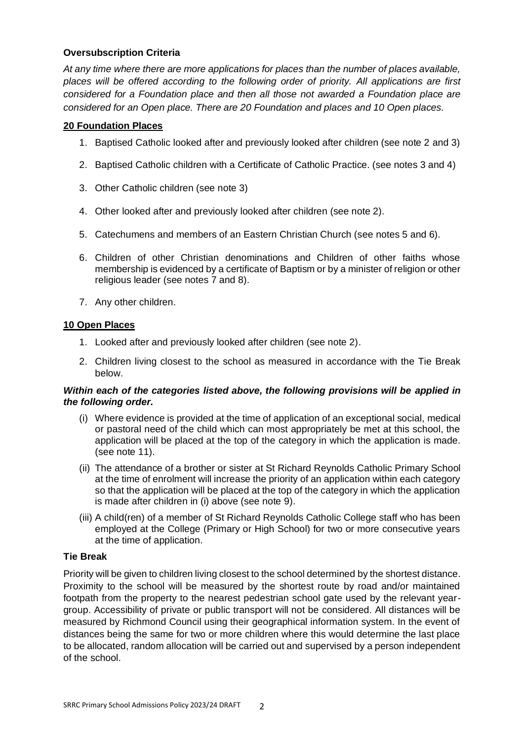### Oversubscription Criteria

*At any time where there are more applications for places than the number of places available, places will be offered according to the following order of priority. All applications are first considered for a Foundation place and then all those not awarded a Foundation place are considered for an Open place. There are 20 Foundation and places and 10 Open places.*

**20 Foundation Places**

1. Baptised Catholic looked after and previously looked after children (see note 2 and 3)
2. Baptised Catholic children with a Certificate of Catholic Practice. (see notes 3 and 4)
3. Other Catholic children (see note 3)
4. Other looked after and previously looked after children (see note 2).
5. Catechumens and members of an Eastern Christian Church (see notes 5 and 6).
6. Children of other Christian denominations and Children of other faiths whose membership is evidenced by a certificate of Baptism or by a minister of religion or other religious leader (see notes 7 and 8).
7. Any other children.

**10 Open Places**

1. Looked after and previously looked after children (see note 2).
2. Children living closest to the school as measured in accordance with the Tie Break below.

***Within each of the categories listed above, the following provisions will be applied in the following order.***

(i) Where evidence is provided at the time of application of an exceptional social, medical or pastoral need of the child which can most appropriately be met at this school, the application will be placed at the top of the category in which the application is made. (see note 11).

(ii) The attendance of a brother or sister at St Richard Reynolds Catholic Primary School at the time of enrolment will increase the priority of an application within each category so that the application will be placed at the top of the category in which the application is made after children in (i) above (see note 9).

(iii) A child(ren) of a member of St Richard Reynolds Catholic College staff who has been employed at the College (Primary or High School) for two or more consecutive years at the time of application.

### Tie Break

Priority will be given to children living closest to the school determined by the shortest distance. Proximity to the school will be measured by the shortest route by road and/or maintained footpath from the property to the nearest pedestrian school gate used by the relevant year-group. Accessibility of private or public transport will not be considered. All distances will be measured by Richmond Council using their geographical information system. In the event of distances being the same for two or more children where this would determine the last place to be allocated, random allocation will be carried out and supervised by a person independent of the school.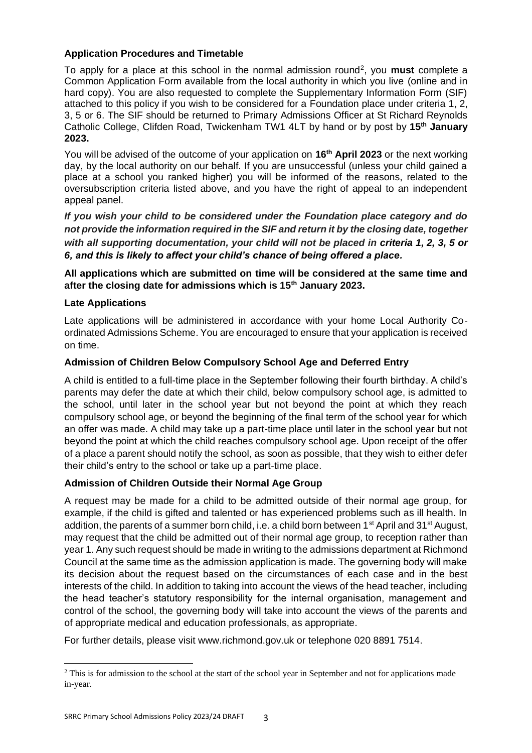### Application Procedures and Timetable

To apply for a place at this school in the normal admission round[2], you **must** complete a Common Application Form available from the local authority in which you live (online and in hard copy). You are also requested to complete the Supplementary Information Form (SIF) attached to this policy if you wish to be considered for a Foundation place under criteria 1, 2, 3, 5 or 6. The SIF should be returned to Primary Admissions Officer at St Richard Reynolds Catholic College, Clifden Road, Twickenham TW1 4LT by hand or by post by **15th January 2023.**

You will be advised of the outcome of your application on **16th April 2023** or the next working day, by the local authority on our behalf. If you are unsuccessful (unless your child gained a place at a school you ranked higher) you will be informed of the reasons, related to the oversubscription criteria listed above, and you have the right of appeal to an independent appeal panel.

***If you wish your child to be considered under the Foundation place category and do not provide the information required in the SIF and return it by the closing date, together with all supporting documentation, your child will not be placed in criteria 1, 2, 3, 5 or 6, and this is likely to affect your child's chance of being offered a place.***

**All applications which are submitted on time will be considered at the same time and after the closing date for admissions which is 15th January 2023.**

### Late Applications

Late applications will be administered in accordance with your home Local Authority Co-ordinated Admissions Scheme. You are encouraged to ensure that your application is received on time.

### Admission of Children Below Compulsory School Age and Deferred Entry

A child is entitled to a full-time place in the September following their fourth birthday. A child's parents may defer the date at which their child, below compulsory school age, is admitted to the school, until later in the school year but not beyond the point at which they reach compulsory school age, or beyond the beginning of the final term of the school year for which an offer was made. A child may take up a part-time place until later in the school year but not beyond the point at which the child reaches compulsory school age. Upon receipt of the offer of a place a parent should notify the school, as soon as possible, that they wish to either defer their child's entry to the school or take up a part-time place.

### Admission of Children Outside their Normal Age Group

A request may be made for a child to be admitted outside of their normal age group, for example, if the child is gifted and talented or has experienced problems such as ill health. In addition, the parents of a summer born child, i.e. a child born between 1st April and 31st August, may request that the child be admitted out of their normal age group, to reception rather than year 1. Any such request should be made in writing to the admissions department at Richmond Council at the same time as the admission application is made. The governing body will make its decision about the request based on the circumstances of each case and in the best interests of the child. In addition to taking into account the views of the head teacher, including the head teacher's statutory responsibility for the internal organisation, management and control of the school, the governing body will take into account the views of the parents and of appropriate medical and education professionals, as appropriate.

For further details, please visit www.richmond.gov.uk or telephone 020 8891 7514.

---

[2] This is for admission to the school at the start of the school year in September and not for applications made in-year.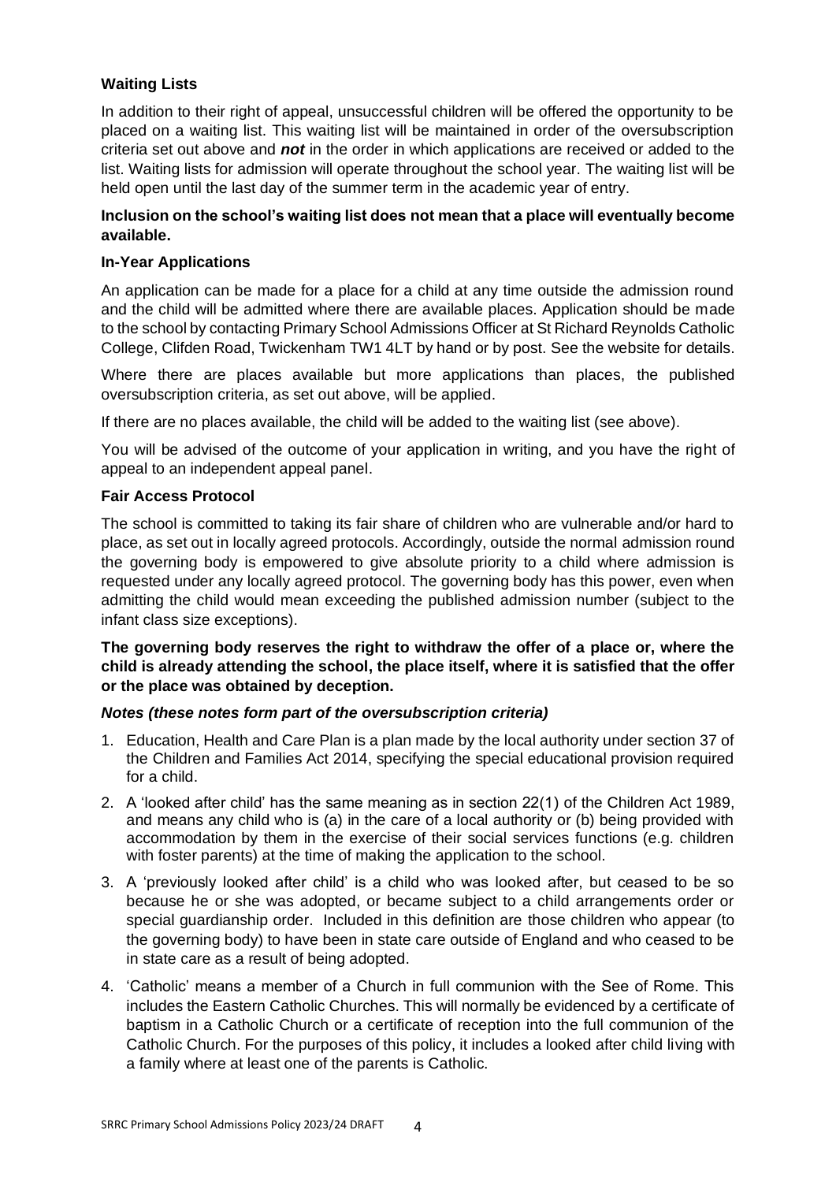### Waiting Lists

In addition to their right of appeal, unsuccessful children will be offered the opportunity to be placed on a waiting list. This waiting list will be maintained in order of the oversubscription criteria set out above and ***not*** in the order in which applications are received or added to the list. Waiting lists for admission will operate throughout the school year. The waiting list will be held open until the last day of the summer term in the academic year of entry.

**Inclusion on the school's waiting list does not mean that a place will eventually become available.**

### In-Year Applications

An application can be made for a place for a child at any time outside the admission round and the child will be admitted where there are available places. Application should be made to the school by contacting Primary School Admissions Officer at St Richard Reynolds Catholic College, Clifden Road, Twickenham TW1 4LT by hand or by post. See the website for details.

Where there are places available but more applications than places, the published oversubscription criteria, as set out above, will be applied.

If there are no places available, the child will be added to the waiting list (see above).

You will be advised of the outcome of your application in writing, and you have the right of appeal to an independent appeal panel.

### Fair Access Protocol

The school is committed to taking its fair share of children who are vulnerable and/or hard to place, as set out in locally agreed protocols. Accordingly, outside the normal admission round the governing body is empowered to give absolute priority to a child where admission is requested under any locally agreed protocol. The governing body has this power, even when admitting the child would mean exceeding the published admission number (subject to the infant class size exceptions).

**The governing body reserves the right to withdraw the offer of a place or, where the child is already attending the school, the place itself, where it is satisfied that the offer or the place was obtained by deception.**

***Notes (these notes form part of the oversubscription criteria)***

1. Education, Health and Care Plan is a plan made by the local authority under section 37 of the Children and Families Act 2014, specifying the special educational provision required for a child.
2. A 'looked after child' has the same meaning as in section 22(1) of the Children Act 1989, and means any child who is (a) in the care of a local authority or (b) being provided with accommodation by them in the exercise of their social services functions (e.g. children with foster parents) at the time of making the application to the school.
3. A 'previously looked after child' is a child who was looked after, but ceased to be so because he or she was adopted, or became subject to a child arrangements order or special guardianship order. Included in this definition are those children who appear (to the governing body) to have been in state care outside of England and who ceased to be in state care as a result of being adopted.
4. 'Catholic' means a member of a Church in full communion with the See of Rome. This includes the Eastern Catholic Churches. This will normally be evidenced by a certificate of baptism in a Catholic Church or a certificate of reception into the full communion of the Catholic Church. For the purposes of this policy, it includes a looked after child living with a family where at least one of the parents is Catholic.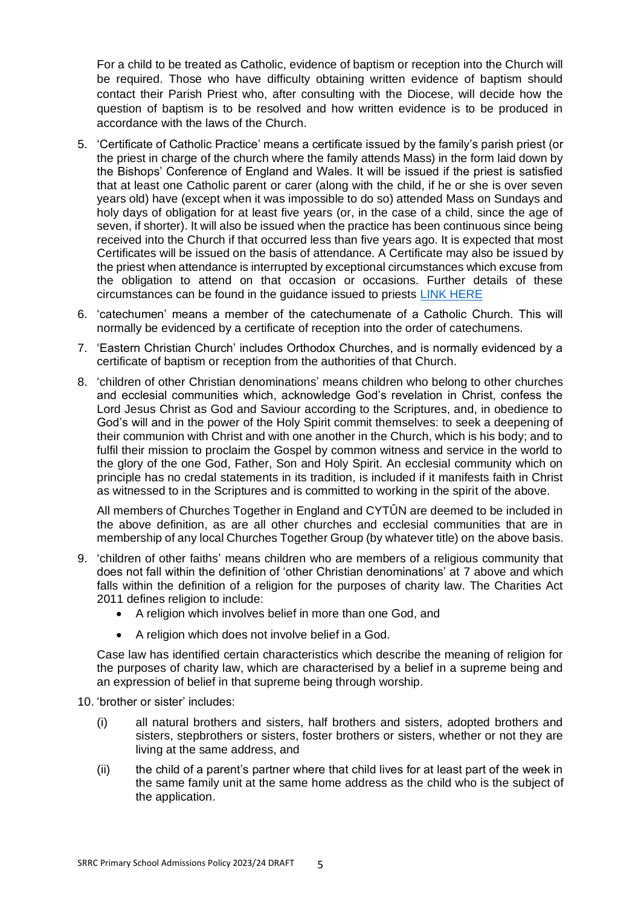For a child to be treated as Catholic, evidence of baptism or reception into the Church will be required. Those who have difficulty obtaining written evidence of baptism should contact their Parish Priest who, after consulting with the Diocese, will decide how the question of baptism is to be resolved and how written evidence is to be produced in accordance with the laws of the Church.

5. 'Certificate of Catholic Practice' means a certificate issued by the family's parish priest (or the priest in charge of the church where the family attends Mass) in the form laid down by the Bishops' Conference of England and Wales. It will be issued if the priest is satisfied that at least one Catholic parent or carer (along with the child, if he or she is over seven years old) have (except when it was impossible to do so) attended Mass on Sundays and holy days of obligation for at least five years (or, in the case of a child, since the age of seven, if shorter). It will also be issued when the practice has been continuous since being received into the Church if that occurred less than five years ago. It is expected that most Certificates will be issued on the basis of attendance. A Certificate may also be issued by the priest when attendance is interrupted by exceptional circumstances which excuse from the obligation to attend on that occasion or occasions. Further details of these circumstances can be found in the guidance issued to priests LINK HERE

6. 'catechumen' means a member of the catechumenate of a Catholic Church. This will normally be evidenced by a certificate of reception into the order of catechumens.

7. 'Eastern Christian Church' includes Orthodox Churches, and is normally evidenced by a certificate of baptism or reception from the authorities of that Church.

8. 'children of other Christian denominations' means children who belong to other churches and ecclesial communities which, acknowledge God's revelation in Christ, confess the Lord Jesus Christ as God and Saviour according to the Scriptures, and, in obedience to God's will and in the power of the Holy Spirit commit themselves: to seek a deepening of their communion with Christ and with one another in the Church, which is his body; and to fulfil their mission to proclaim the Gospel by common witness and service in the world to the glory of the one God, Father, Son and Holy Spirit. An ecclesial community which on principle has no credal statements in its tradition, is included if it manifests faith in Christ as witnessed to in the Scriptures and is committed to working in the spirit of the above.

   All members of Churches Together in England and CYTÛN are deemed to be included in the above definition, as are all other churches and ecclesial communities that are in membership of any local Churches Together Group (by whatever title) on the above basis.

9. 'children of other faiths' means children who are members of a religious community that does not fall within the definition of 'other Christian denominations' at 7 above and which falls within the definition of a religion for the purposes of charity law. The Charities Act 2011 defines religion to include:
   - A religion which involves belief in more than one God, and
   - A religion which does not involve belief in a God.

   Case law has identified certain characteristics which describe the meaning of religion for the purposes of charity law, which are characterised by a belief in a supreme being and an expression of belief in that supreme being through worship.

10. 'brother or sister' includes:

    (i) all natural brothers and sisters, half brothers and sisters, adopted brothers and sisters, stepbrothers or sisters, foster brothers or sisters, whether or not they are living at the same address, and

    (ii) the child of a parent's partner where that child lives for at least part of the week in the same family unit at the same home address as the child who is the subject of the application.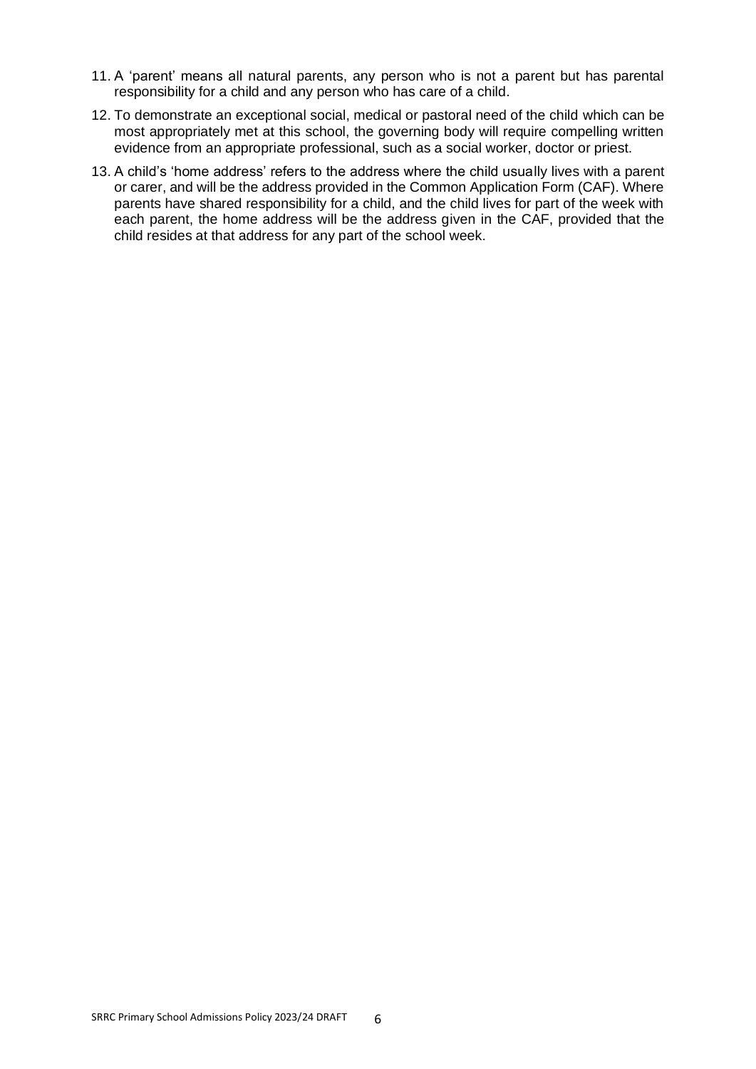11. A 'parent' means all natural parents, any person who is not a parent but has parental responsibility for a child and any person who has care of a child.

12. To demonstrate an exceptional social, medical or pastoral need of the child which can be most appropriately met at this school, the governing body will require compelling written evidence from an appropriate professional, such as a social worker, doctor or priest.

13. A child's 'home address' refers to the address where the child usually lives with a parent or carer, and will be the address provided in the Common Application Form (CAF). Where parents have shared responsibility for a child, and the child lives for part of the week with each parent, the home address will be the address given in the CAF, provided that the child resides at that address for any part of the school week.